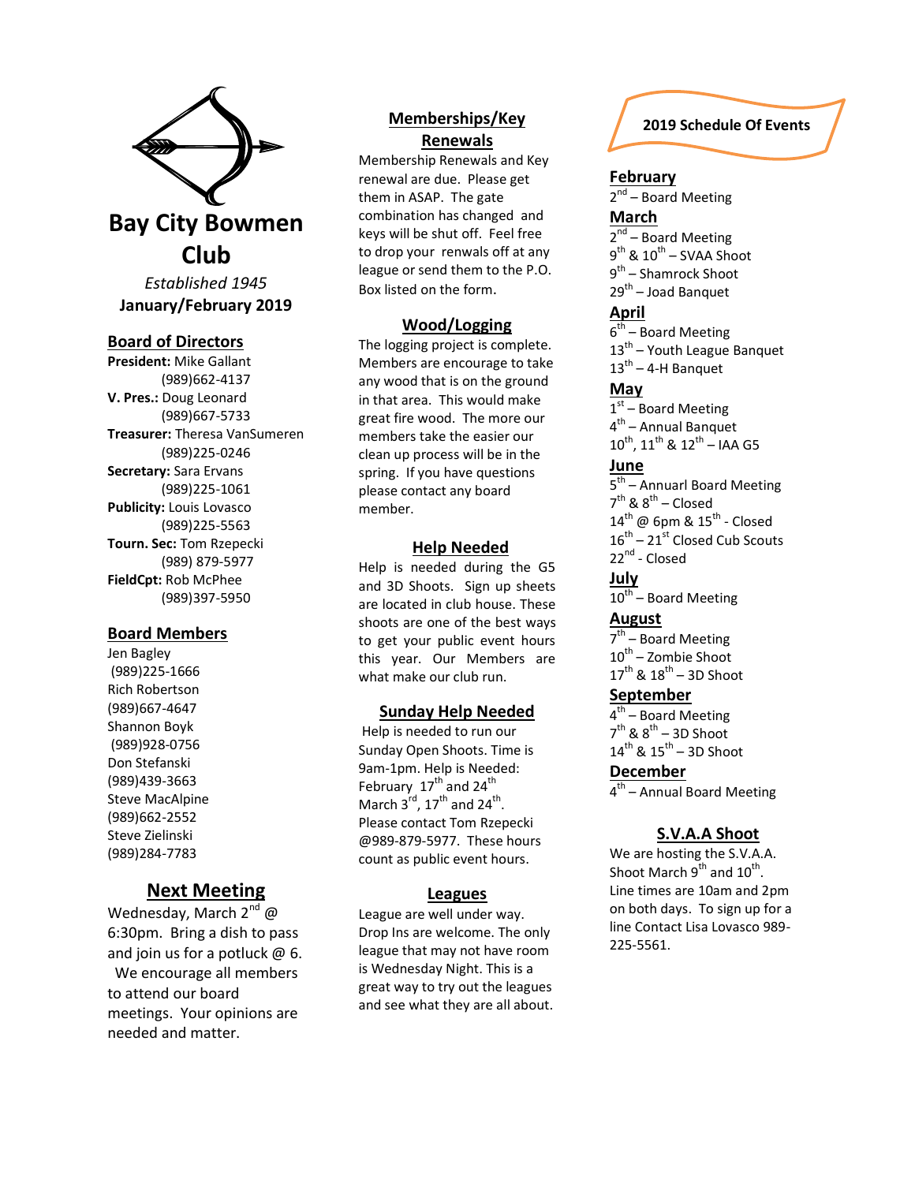# Bay City Bowmen Club

*Established 1945*

**January/February 2019**

## Board of Directors

**President:** Mike Gallant (989)662-4137
**V. Pres.:** Doug Leonard (989)667-5733
**Treasurer:** Theresa VanSumeren (989)225-0246
**Secretary:** Sara Ervans (989)225-1061
**Publicity:** Louis Lovasco (989)225-5563
**Tourn. Sec:** Tom Rzepecki (989) 879-5977
**FieldCpt:** Rob McPhee (989)397-5950

## Board Members

Jen Bagley (989)225-1666
Rich Robertson (989)667-4647
Shannon Boyk (989)928-0756
Don Stefanski (989)439-3663
Steve MacAlpine (989)662-2552
Steve Zielinski (989)284-7783

## Next Meeting

Wednesday, March 2nd @ 6:30pm. Bring a dish to pass and join us for a potluck @ 6. We encourage all members to attend our board meetings. Your opinions are needed and matter.

## Memberships/Key Renewals

Membership Renewals and Key renewal are due. Please get them in ASAP. The gate combination has changed and keys will be shut off. Feel free to drop your renwals off at any league or send them to the P.O. Box listed on the form.

## Wood/Logging

The logging project is complete. Members are encourage to take any wood that is on the ground in that area. This would make great fire wood. The more our members take the easier our clean up process will be in the spring. If you have questions please contact any board member.

## Help Needed

Help is needed during the G5 and 3D Shoots. Sign up sheets are located in club house. These shoots are one of the best ways to get your public event hours this year. Our Members are what make our club run.

## Sunday Help Needed

Help is needed to run our Sunday Open Shoots. Time is 9am-1pm. Help is Needed: February 17th and 24th March 3rd, 17th and 24th. Please contact Tom Rzepecki @989-879-5977. These hours count as public event hours.

## Leagues

League are well under way. Drop Ins are welcome. The only league that may not have room is Wednesday Night. This is a great way to try out the leagues and see what they are all about.

## 2019 Schedule Of Events

**February**
2nd – Board Meeting

**March**
2nd – Board Meeting
9th & 10th – SVAA Shoot
9th – Shamrock Shoot
29th – Joad Banquet

**April**
6th – Board Meeting
13th – Youth League Banquet
13th – 4-H Banquet

**May**
1st – Board Meeting
4th – Annual Banquet
10th, 11th & 12th – IAA G5

**June**
5th – Annuarl Board Meeting
7th & 8th – Closed
14th @ 6pm & 15th - Closed
16th – 21st Closed Cub Scouts
22nd - Closed

**July**
10th – Board Meeting

**August**
7th – Board Meeting
10th – Zombie Shoot
17th & 18th – 3D Shoot

**September**
4th – Board Meeting
7th & 8th – 3D Shoot
14th & 15th – 3D Shoot

**December**
4th – Annual Board Meeting

## S.V.A.A Shoot

We are hosting the S.V.A.A. Shoot March 9th and 10th. Line times are 10am and 2pm on both days. To sign up for a line Contact Lisa Lovasco 989-225-5561.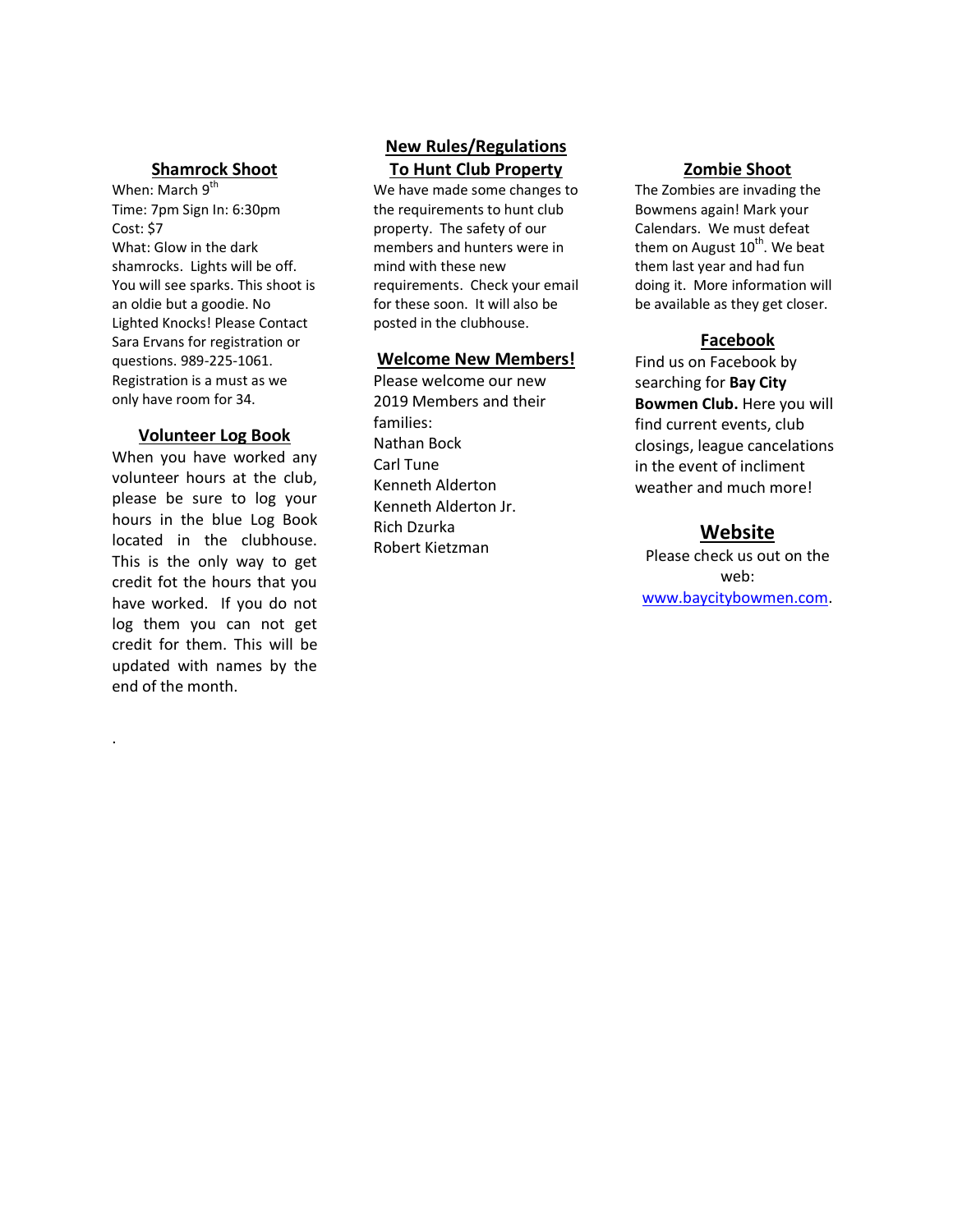## Shamrock Shoot

When: March 9th
Time: 7pm Sign In: 6:30pm
Cost: $7
What: Glow in the dark shamrocks. Lights will be off. You will see sparks. This shoot is an oldie but a goodie. No Lighted Knocks! Please Contact Sara Ervans for registration or questions. 989-225-1061. Registration is a must as we only have room for 34.

## Volunteer Log Book

When you have worked any volunteer hours at the club, please be sure to log your hours in the blue Log Book located in the clubhouse. This is the only way to get credit fot the hours that you have worked. If you do not log them you can not get credit for them. This will be updated with names by the end of the month.

.

## New Rules/Regulations To Hunt Club Property

We have made some changes to the requirements to hunt club property. The safety of our members and hunters were in mind with these new requirements. Check your email for these soon. It will also be posted in the clubhouse.

## Welcome New Members!

Please welcome our new 2019 Members and their families:
Nathan Bock
Carl Tune
Kenneth Alderton
Kenneth Alderton Jr.
Rich Dzurka
Robert Kietzman

## Zombie Shoot

The Zombies are invading the Bowmens again! Mark your Calendars. We must defeat them on August 10th. We beat them last year and had fun doing it. More information will be available as they get closer.

## Facebook

Find us on Facebook by searching for **Bay City Bowmen Club.** Here you will find current events, club closings, league cancelations in the event of incliment weather and much more!

## Website

Please check us out on the web: [www.baycitybowmen.com](http://www.baycitybowmen.com).